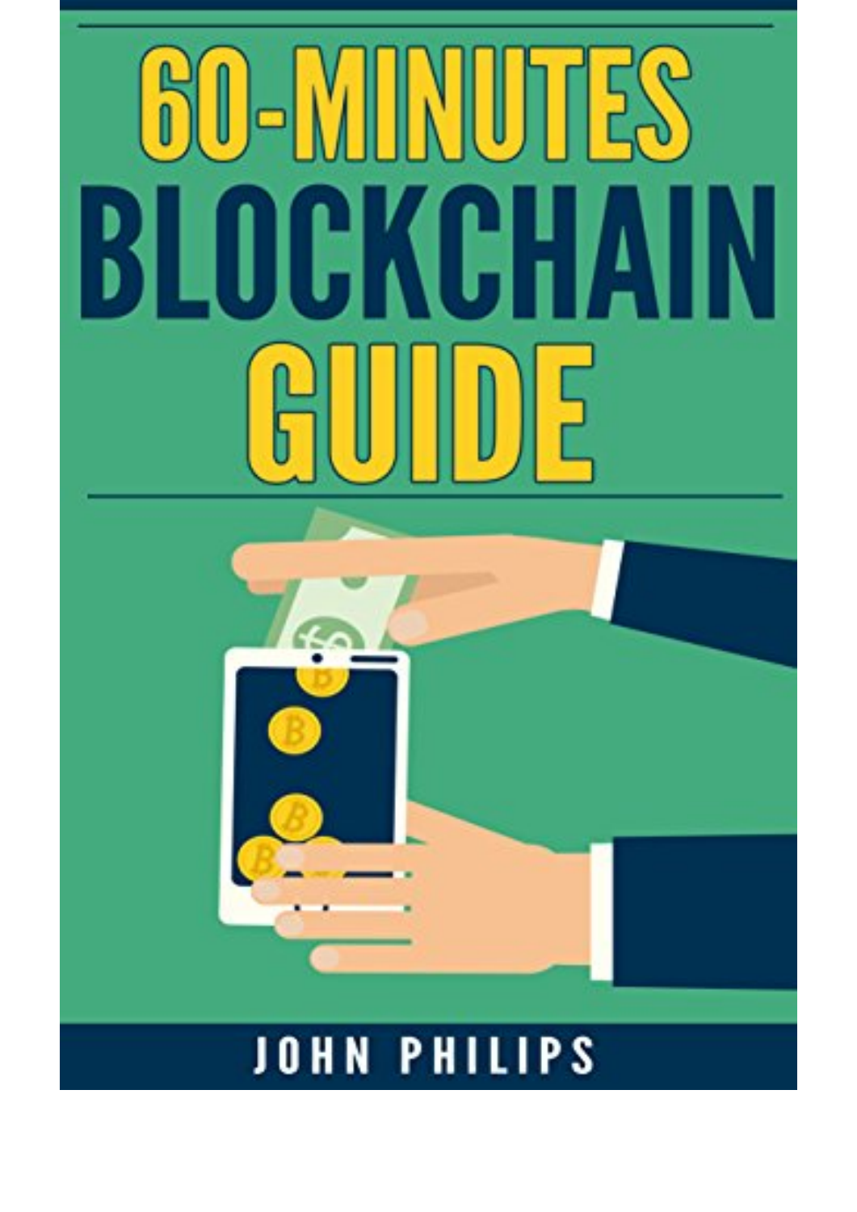# 60-MINUTES BLOCKCHAIN GUIDE

JOHN PHILIPS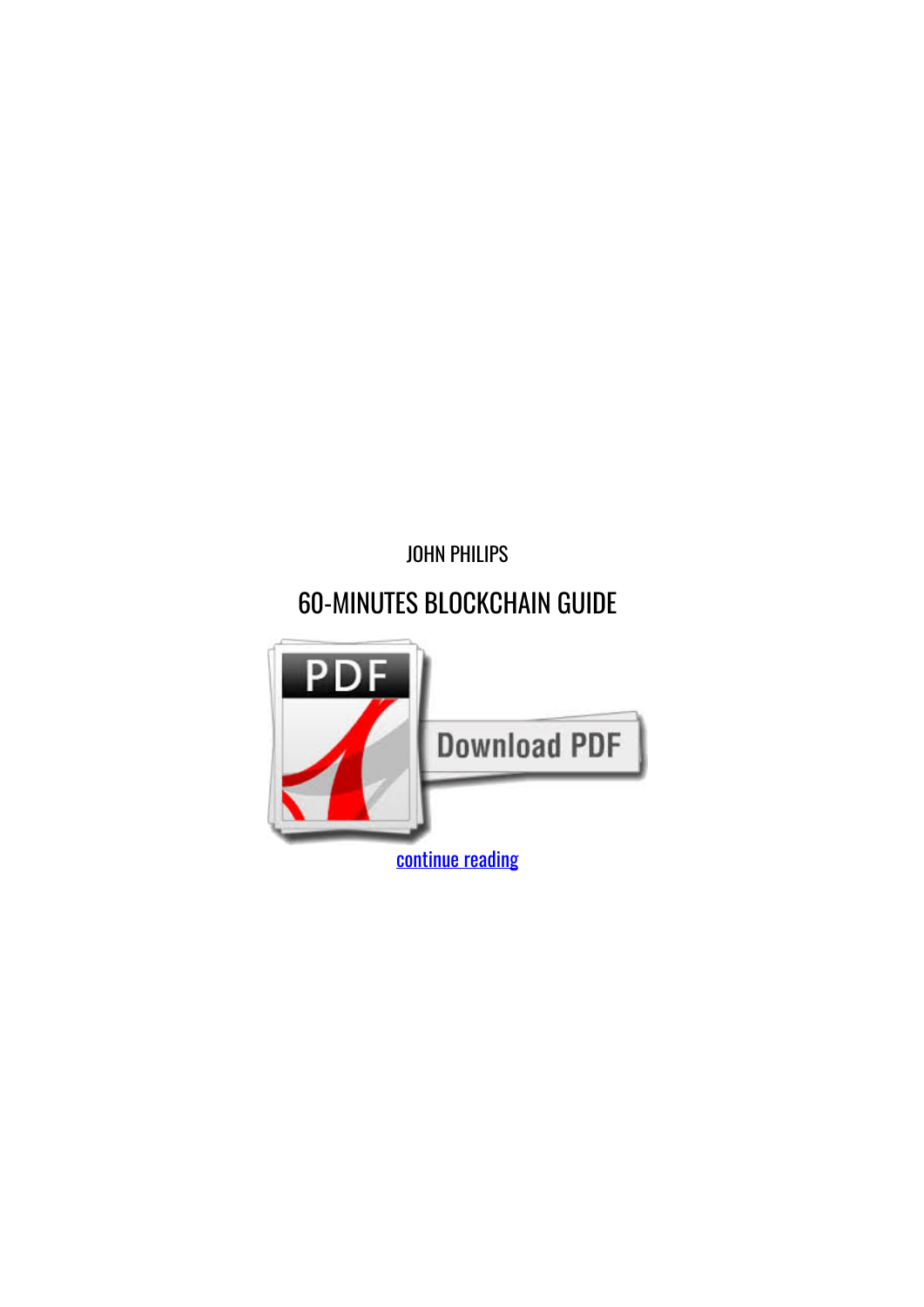JOHN PHILIPS

# 60-MINUTES BLOCKCHAIN GUIDE

continue reading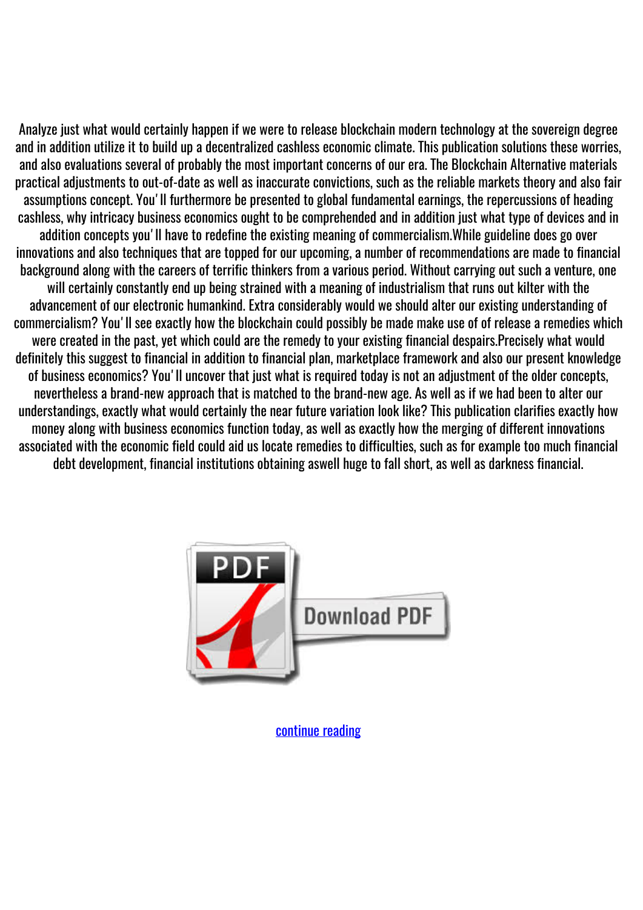Analyze just what would certainly happen if we were to release blockchain modern technology at the sovereign degree and in addition utilize it to build up a decentralized cashless economic climate. This publication solutions these worries, and also evaluations several of probably the most important concerns of our era. The Blockchain Alternative materials practical adjustments to out-of-date as well as inaccurate convictions, such as the reliable markets theory and also fair assumptions concept. You' ll furthermore be presented to global fundamental earnings, the repercussions of heading cashless, why intricacy business economics ought to be comprehended and in addition just what type of devices and in addition concepts you' ll have to redefine the existing meaning of commercialism.While guideline does go over innovations and also techniques that are topped for our upcoming, a number of recommendations are made to financial background along with the careers of terrific thinkers from a various period. Without carrying out such a venture, one will certainly constantly end up being strained with a meaning of industrialism that runs out kilter with the advancement of our electronic humankind. Extra considerably would we should alter our existing understanding of commercialism? You' ll see exactly how the blockchain could possibly be made make use of of release a remedies which were created in the past, yet which could are the remedy to your existing financial despairs.Precisely what would definitely this suggest to financial in addition to financial plan, marketplace framework and also our present knowledge of business economics? You' ll uncover that just what is required today is not an adjustment of the older concepts, nevertheless a brand-new approach that is matched to the brand-new age. As well as if we had been to alter our understandings, exactly what would certainly the near future variation look like? This publication clarifies exactly how money along with business economics function today, as well as exactly how the merging of different innovations associated with the economic field could aid us locate remedies to difficulties, such as for example too much financial debt development, financial institutions obtaining aswell huge to fall short, as well as darkness financial.

PDF

Download PDF

continue reading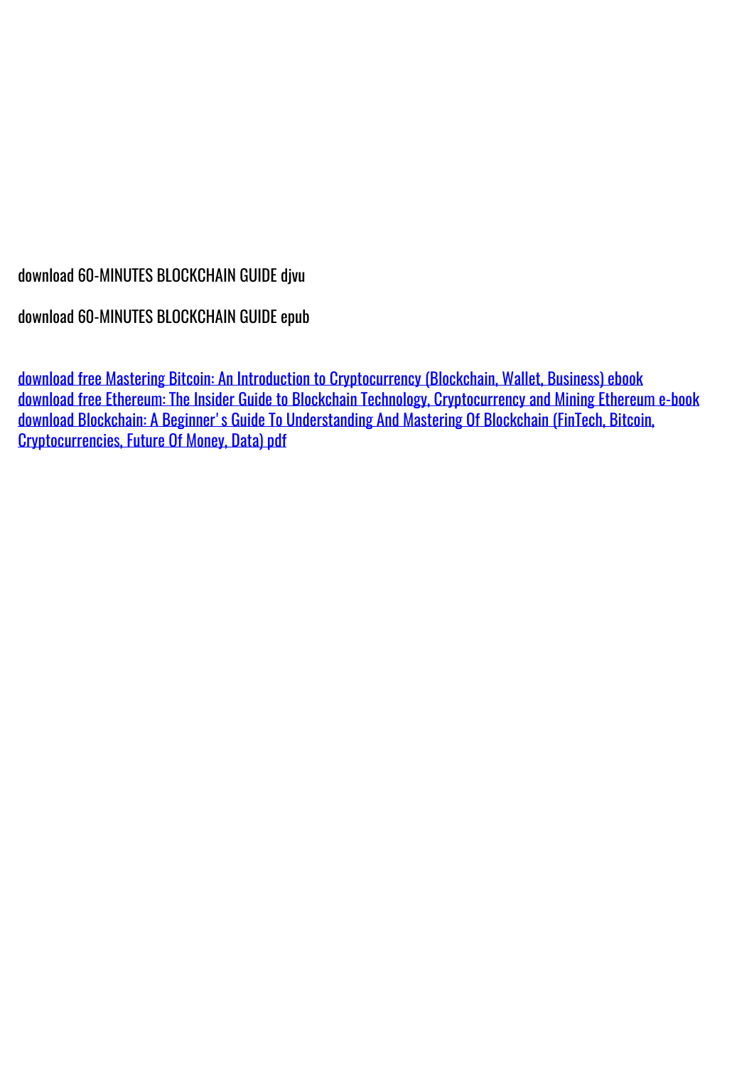download 60-MINUTES BLOCKCHAIN GUIDE djvu

download 60-MINUTES BLOCKCHAIN GUIDE epub

download free Mastering Bitcoin: An Introduction to Cryptocurrency (Blockchain, Wallet, Business) ebook
download free Ethereum: The Insider Guide to Blockchain Technology, Cryptocurrency and Mining Ethereum e-book
download Blockchain: A Beginner's Guide To Understanding And Mastering Of Blockchain (FinTech, Bitcoin, Cryptocurrencies, Future Of Money, Data) pdf